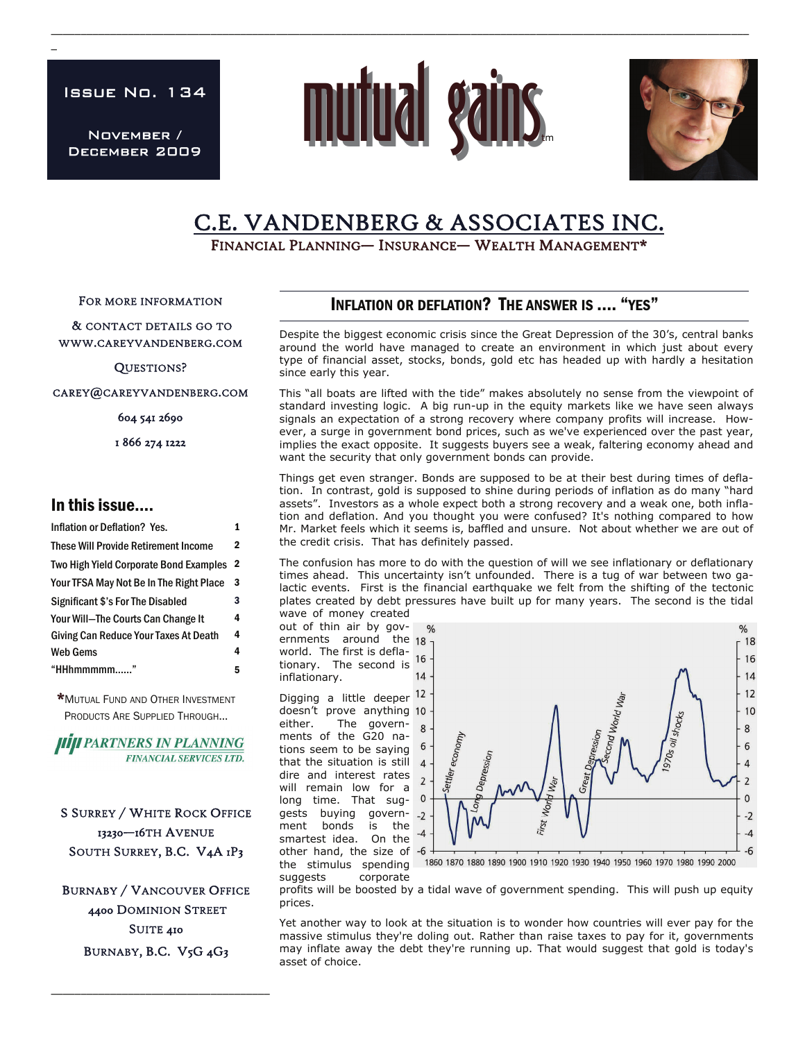Issue No. 134

November / December 2009

# mutual gains

## C.E. VANDENBERG & ASSOCIATES INC.

Financial Planning— Insurance— Wealth Management*

For more information

& contact details go to www.careyvandenberg.com

Questions?

carey@careyvandenberg.com

604 541 2690

1 866 274 1222

### In this issue....

| | |
|---|---|
| Inflation or Deflation? Yes. | 1 |
| These Will Provide Retirement Income | 2 |
| Two High Yield Corporate Bond Examples | 2 |
| Your TFSA May Not Be In The Right Place | 3 |
| Significant $'s For The Disabled | 3 |
| Your Will—The Courts Can Change It | 4 |
| Giving Can Reduce Your Taxes At Death | 4 |
| Web Gems | 4 |
| "HHhmmmmm......" | 5 |

*Mutual Fund and Other Investment Products Are Supplied Through...

PARTNERS IN PLANNING FINANCIAL SERVICES LTD.

S Surrey / White Rock Office
13230—16th Avenue
South Surrey, B.C. V4A 1P3

Burnaby / Vancouver Office
4400 Dominion Street
Suite 410
Burnaby, B.C. V5G 4G3

## Inflation or Deflation? The answer is .... "Yes"

Despite the biggest economic crisis since the Great Depression of the 30's, central banks around the world have managed to create an environment in which just about every type of financial asset, stocks, bonds, gold etc has headed up with hardly a hesitation since early this year.

This "all boats are lifted with the tide" makes absolutely no sense from the viewpoint of standard investing logic. A big run-up in the equity markets like we have seen always signals an expectation of a strong recovery where company profits will increase. However, a surge in government bond prices, such as we've experienced over the past year, implies the exact opposite. It suggests buyers see a weak, faltering economy ahead and want the security that only government bonds can provide.

Things get even stranger. Bonds are supposed to be at their best during times of deflation. In contrast, gold is supposed to shine during periods of inflation as do many "hard assets". Investors as a whole expect both a strong recovery and a weak one, both inflation and deflation. And you thought you were confused? It's nothing compared to how Mr. Market feels which it seems is, baffled and unsure. Not about whether we are out of the credit crisis. That has definitely passed.

The confusion has more to do with the question of will we see inflationary or deflationary times ahead. This uncertainty isn't unfounded. There is a tug of war between two galactic events. First is the financial earthquake we felt from the shifting of the tectonic plates created by debt pressures have built up for many years. The second is the tidal wave of money created out of thin air by governments around the world. The first is deflationary. The second is inflationary.

Digging a little deeper doesn't prove anything either. The governments of the G20 nations seem to be saying that the situation is still dire and interest rates will remain low for a long time. That suggests buying government bonds is the smartest idea. On the other hand, the size of the stimulus spending suggests corporate profits will be boosted by a tidal wave of government spending. This will push up equity prices.

Yet another way to look at the situation is to wonder how countries will ever pay for the massive stimulus they're doling out. Rather than raise taxes to pay for it, governments may inflate away the debt they're running up. That would suggest that gold is today's asset of choice.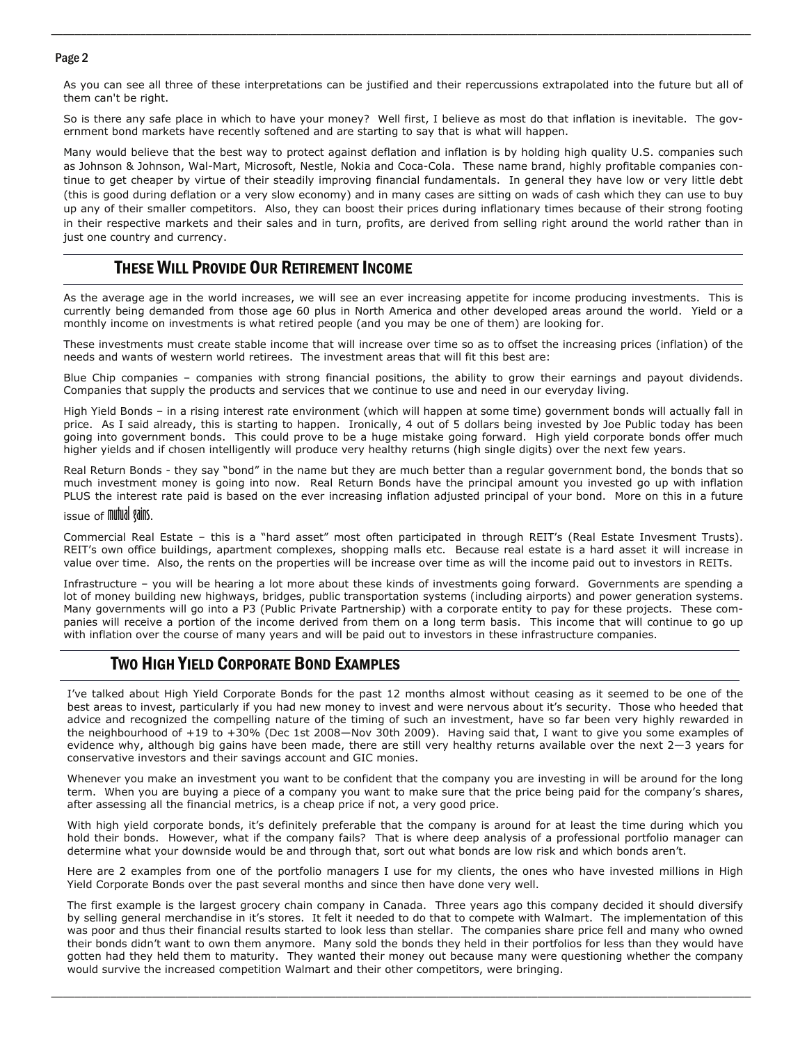As you can see all three of these interpretations can be justified and their repercussions extrapolated into the future but all of them can't be right.

So is there any safe place in which to have your money? Well first, I believe as most do that inflation is inevitable. The government bond markets have recently softened and are starting to say that is what will happen.

Many would believe that the best way to protect against deflation and inflation is by holding high quality U.S. companies such as Johnson & Johnson, Wal-Mart, Microsoft, Nestle, Nokia and Coca-Cola. These name brand, highly profitable companies continue to get cheaper by virtue of their steadily improving financial fundamentals. In general they have low or very little debt (this is good during deflation or a very slow economy) and in many cases are sitting on wads of cash which they can use to buy up any of their smaller competitors. Also, they can boost their prices during inflationary times because of their strong footing in their respective markets and their sales and in turn, profits, are derived from selling right around the world rather than in just one country and currency.

## These Will Provide Our Retirement Income

As the average age in the world increases, we will see an ever increasing appetite for income producing investments. This is currently being demanded from those age 60 plus in North America and other developed areas around the world. Yield or a monthly income on investments is what retired people (and you may be one of them) are looking for.

These investments must create stable income that will increase over time so as to offset the increasing prices (inflation) of the needs and wants of western world retirees. The investment areas that will fit this best are:

Blue Chip companies – companies with strong financial positions, the ability to grow their earnings and payout dividends. Companies that supply the products and services that we continue to use and need in our everyday living.

High Yield Bonds – in a rising interest rate environment (which will happen at some time) government bonds will actually fall in price. As I said already, this is starting to happen. Ironically, 4 out of 5 dollars being invested by Joe Public today has been going into government bonds. This could prove to be a huge mistake going forward. High yield corporate bonds offer much higher yields and if chosen intelligently will produce very healthy returns (high single digits) over the next few years.

Real Return Bonds - they say "bond" in the name but they are much better than a regular government bond, the bonds that so much investment money is going into now. Real Return Bonds have the principal amount you invested go up with inflation PLUS the interest rate paid is based on the ever increasing inflation adjusted principal of your bond. More on this in a future issue of mutual gains.

Commercial Real Estate – this is a "hard asset" most often participated in through REIT's (Real Estate Invesment Trusts). REIT's own office buildings, apartment complexes, shopping malls etc. Because real estate is a hard asset it will increase in value over time. Also, the rents on the properties will be increase over time as will the income paid out to investors in REITs.

Infrastructure – you will be hearing a lot more about these kinds of investments going forward. Governments are spending a lot of money building new highways, bridges, public transportation systems (including airports) and power generation systems. Many governments will go into a P3 (Public Private Partnership) with a corporate entity to pay for these projects. These companies will receive a portion of the income derived from them on a long term basis. This income that will continue to go up with inflation over the course of many years and will be paid out to investors in these infrastructure companies.

## Two High Yield Corporate Bond Examples

I've talked about High Yield Corporate Bonds for the past 12 months almost without ceasing as it seemed to be one of the best areas to invest, particularly if you had new money to invest and were nervous about it's security. Those who heeded that advice and recognized the compelling nature of the timing of such an investment, have so far been very highly rewarded in the neighbourhood of +19 to +30% (Dec 1st 2008—Nov 30th 2009). Having said that, I want to give you some examples of evidence why, although big gains have been made, there are still very healthy returns available over the next 2—3 years for conservative investors and their savings account and GIC monies.

Whenever you make an investment you want to be confident that the company you are investing in will be around for the long term. When you are buying a piece of a company you want to make sure that the price being paid for the company's shares, after assessing all the financial metrics, is a cheap price if not, a very good price.

With high yield corporate bonds, it's definitely preferable that the company is around for at least the time during which you hold their bonds. However, what if the company fails? That is where deep analysis of a professional portfolio manager can determine what your downside would be and through that, sort out what bonds are low risk and which bonds aren't.

Here are 2 examples from one of the portfolio managers I use for my clients, the ones who have invested millions in High Yield Corporate Bonds over the past several months and since then have done very well.

The first example is the largest grocery chain company in Canada. Three years ago this company decided it should diversify by selling general merchandise in it's stores. It felt it needed to do that to compete with Walmart. The implementation of this was poor and thus their financial results started to look less than stellar. The companies share price fell and many who owned their bonds didn't want to own them anymore. Many sold the bonds they held in their portfolios for less than they would have gotten had they held them to maturity. They wanted their money out because many were questioning whether the company would survive the increased competition Walmart and their other competitors, were bringing.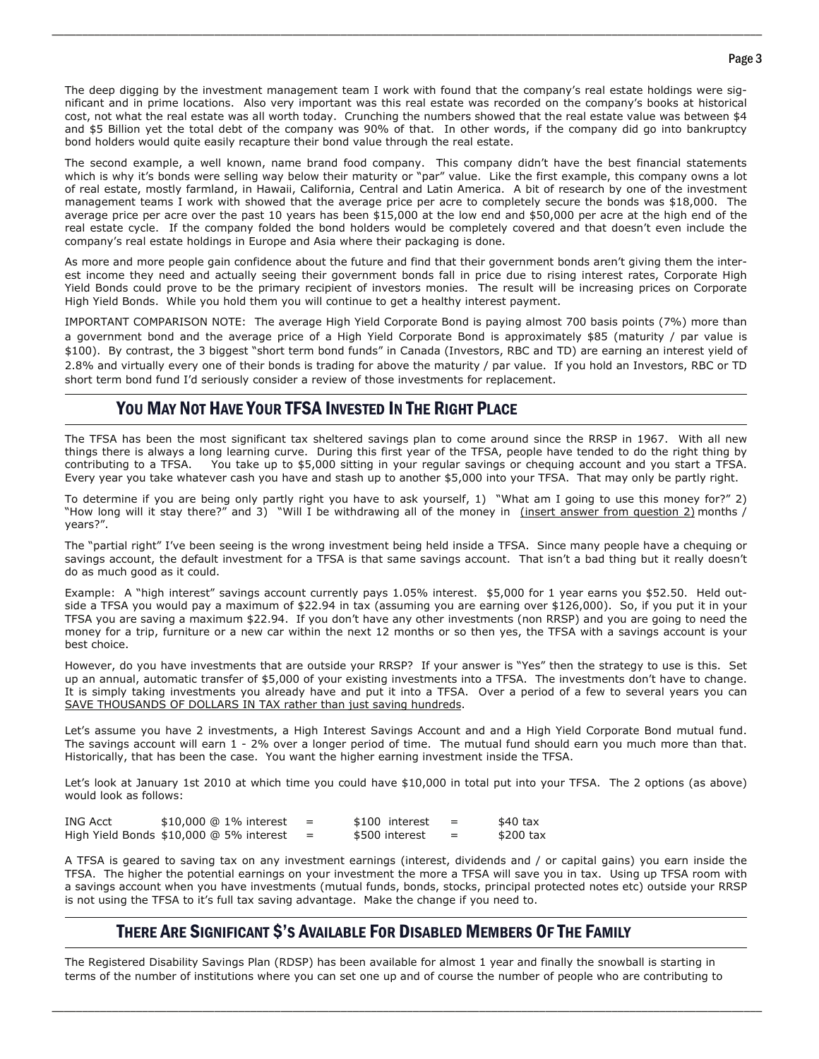The deep digging by the investment management team I work with found that the company's real estate holdings were significant and in prime locations. Also very important was this real estate was recorded on the company's books at historical cost, not what the real estate was all worth today. Crunching the numbers showed that the real estate value was between $4 and $5 Billion yet the total debt of the company was 90% of that. In other words, if the company did go into bankruptcy bond holders would quite easily recapture their bond value through the real estate.

The second example, a well known, name brand food company. This company didn't have the best financial statements which is why it's bonds were selling way below their maturity or "par" value. Like the first example, this company owns a lot of real estate, mostly farmland, in Hawaii, California, Central and Latin America. A bit of research by one of the investment management teams I work with showed that the average price per acre to completely secure the bonds was $18,000. The average price per acre over the past 10 years has been $15,000 at the low end and $50,000 per acre at the high end of the real estate cycle. If the company folded the bond holders would be completely covered and that doesn't even include the company's real estate holdings in Europe and Asia where their packaging is done.

As more and more people gain confidence about the future and find that their government bonds aren't giving them the interest income they need and actually seeing their government bonds fall in price due to rising interest rates, Corporate High Yield Bonds could prove to be the primary recipient of investors monies. The result will be increasing prices on Corporate High Yield Bonds. While you hold them you will continue to get a healthy interest payment.

IMPORTANT COMPARISON NOTE: The average High Yield Corporate Bond is paying almost 700 basis points (7%) more than a government bond and the average price of a High Yield Corporate Bond is approximately $85 (maturity / par value is $100). By contrast, the 3 biggest "short term bond funds" in Canada (Investors, RBC and TD) are earning an interest yield of 2.8% and virtually every one of their bonds is trading for above the maturity / par value. If you hold an Investors, RBC or TD short term bond fund I'd seriously consider a review of those investments for replacement.

## YOU MAY NOT HAVE YOUR TFSA INVESTED IN THE RIGHT PLACE

The TFSA has been the most significant tax sheltered savings plan to come around since the RRSP in 1967. With all new things there is always a long learning curve. During this first year of the TFSA, people have tended to do the right thing by contributing to a TFSA. You take up to $5,000 sitting in your regular savings or chequing account and you start a TFSA. Every year you take whatever cash you have and stash up to another $5,000 into your TFSA. That may only be partly right.

To determine if you are being only partly right you have to ask yourself, 1) "What am I going to use this money for?" 2) "How long will it stay there?" and 3) "Will I be withdrawing all of the money in <u>(insert answer from question 2)</u> months / years?".

The "partial right" I've been seeing is the wrong investment being held inside a TFSA. Since many people have a chequing or savings account, the default investment for a TFSA is that same savings account. That isn't a bad thing but it really doesn't do as much good as it could.

Example: A "high interest" savings account currently pays 1.05% interest. $5,000 for 1 year earns you $52.50. Held outside a TFSA you would pay a maximum of $22.94 in tax (assuming you are earning over $126,000). So, if you put it in your TFSA you are saving a maximum $22.94. If you don't have any other investments (non RRSP) and you are going to need the money for a trip, furniture or a new car within the next 12 months or so then yes, the TFSA with a savings account is your best choice.

However, do you have investments that are outside your RRSP? If your answer is "Yes" then the strategy to use is this. Set up an annual, automatic transfer of $5,000 of your existing investments into a TFSA. The investments don't have to change. It is simply taking investments you already have and put it into a TFSA. Over a period of a few to several years you can <u>SAVE THOUSANDS OF DOLLARS IN TAX rather than just saving hundreds</u>.

Let's assume you have 2 investments, a High Interest Savings Account and and a High Yield Corporate Bond mutual fund. The savings account will earn 1 - 2% over a longer period of time. The mutual fund should earn you much more than that. Historically, that has been the case. You want the higher earning investment inside the TFSA.

Let's look at January 1st 2010 at which time you could have $10,000 in total put into your TFSA. The 2 options (as above) would look as follows:

| | | | | | |
|---|---|---|---|---|---|
| ING Acct | $10,000 @ 1% interest | = | $100 interest | = | $40 tax |
| High Yield Bonds | $10,000 @ 5% interest | = | $500 interest | = | $200 tax |

A TFSA is geared to saving tax on any investment earnings (interest, dividends and / or capital gains) you earn inside the TFSA. The higher the potential earnings on your investment the more a TFSA will save you in tax. Using up TFSA room with a savings account when you have investments (mutual funds, bonds, stocks, principal protected notes etc) outside your RRSP is not using the TFSA to it's full tax saving advantage. Make the change if you need to.

## THERE ARE SIGNIFICANT $'S AVAILABLE FOR DISABLED MEMBERS OF THE FAMILY

The Registered Disability Savings Plan (RDSP) has been available for almost 1 year and finally the snowball is starting in terms of the number of institutions where you can set one up and of course the number of people who are contributing to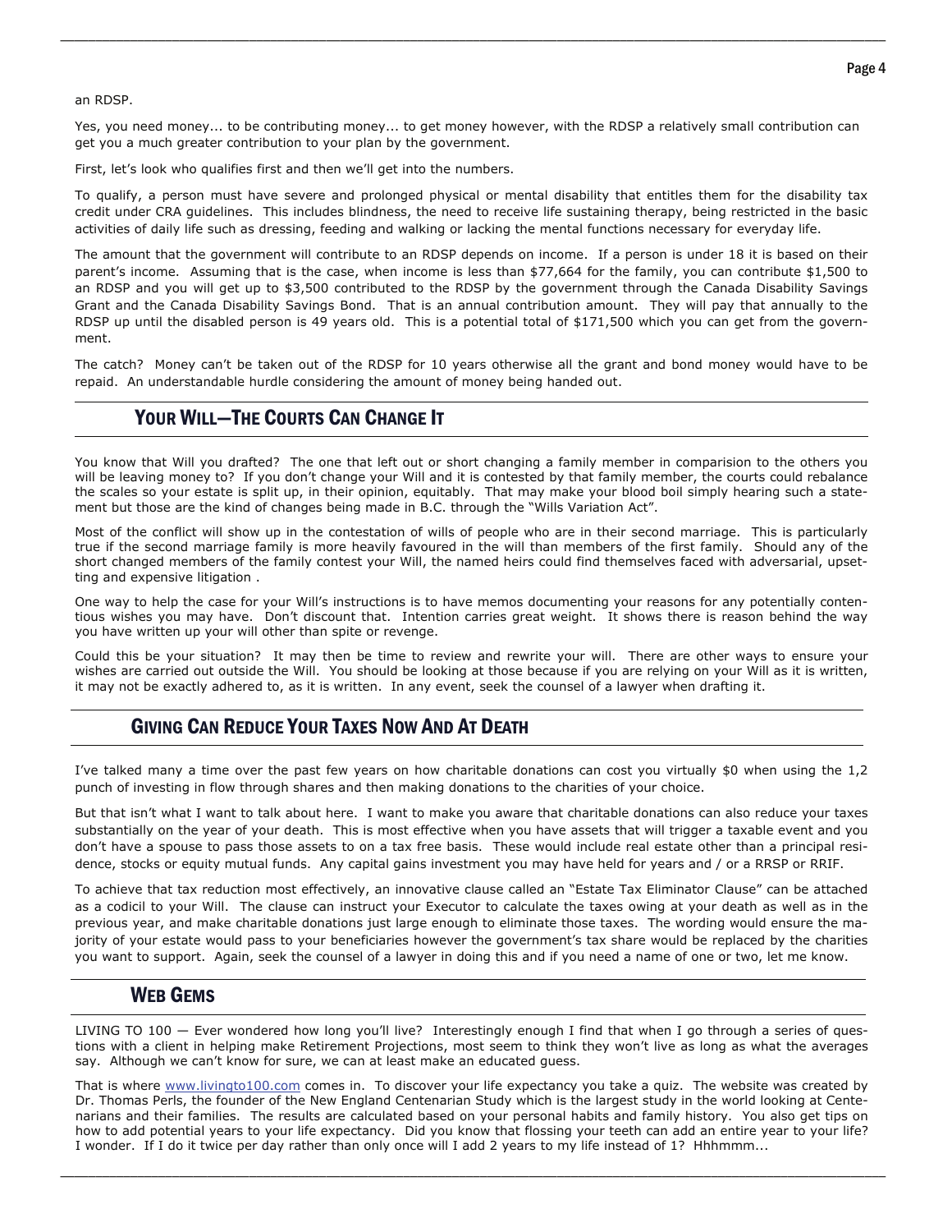an RDSP.

Yes, you need money... to be contributing money... to get money however, with the RDSP a relatively small contribution can get you a much greater contribution to your plan by the government.

First, let's look who qualifies first and then we'll get into the numbers.

To qualify, a person must have severe and prolonged physical or mental disability that entitles them for the disability tax credit under CRA guidelines. This includes blindness, the need to receive life sustaining therapy, being restricted in the basic activities of daily life such as dressing, feeding and walking or lacking the mental functions necessary for everyday life.

The amount that the government will contribute to an RDSP depends on income. If a person is under 18 it is based on their parent's income. Assuming that is the case, when income is less than $77,664 for the family, you can contribute $1,500 to an RDSP and you will get up to $3,500 contributed to the RDSP by the government through the Canada Disability Savings Grant and the Canada Disability Savings Bond. That is an annual contribution amount. They will pay that annually to the RDSP up until the disabled person is 49 years old. This is a potential total of $171,500 which you can get from the government.

The catch? Money can't be taken out of the RDSP for 10 years otherwise all the grant and bond money would have to be repaid. An understandable hurdle considering the amount of money being handed out.

## Your Will—The Courts Can Change It

You know that Will you drafted? The one that left out or short changing a family member in comparision to the others you will be leaving money to? If you don't change your Will and it is contested by that family member, the courts could rebalance the scales so your estate is split up, in their opinion, equitably. That may make your blood boil simply hearing such a statement but those are the kind of changes being made in B.C. through the "Wills Variation Act".

Most of the conflict will show up in the contestation of wills of people who are in their second marriage. This is particularly true if the second marriage family is more heavily favoured in the will than members of the first family. Should any of the short changed members of the family contest your Will, the named heirs could find themselves faced with adversarial, upsetting and expensive litigation .

One way to help the case for your Will's instructions is to have memos documenting your reasons for any potentially contentious wishes you may have. Don't discount that. Intention carries great weight. It shows there is reason behind the way you have written up your will other than spite or revenge.

Could this be your situation? It may then be time to review and rewrite your will. There are other ways to ensure your wishes are carried out outside the Will. You should be looking at those because if you are relying on your Will as it is written, it may not be exactly adhered to, as it is written. In any event, seek the counsel of a lawyer when drafting it.

## Giving Can Reduce Your Taxes Now And At Death

I've talked many a time over the past few years on how charitable donations can cost you virtually $0 when using the 1,2 punch of investing in flow through shares and then making donations to the charities of your choice.

But that isn't what I want to talk about here. I want to make you aware that charitable donations can also reduce your taxes substantially on the year of your death. This is most effective when you have assets that will trigger a taxable event and you don't have a spouse to pass those assets to on a tax free basis. These would include real estate other than a principal residence, stocks or equity mutual funds. Any capital gains investment you may have held for years and / or a RRSP or RRIF.

To achieve that tax reduction most effectively, an innovative clause called an "Estate Tax Eliminator Clause" can be attached as a codicil to your Will. The clause can instruct your Executor to calculate the taxes owing at your death as well as in the previous year, and make charitable donations just large enough to eliminate those taxes. The wording would ensure the majority of your estate would pass to your beneficiaries however the government's tax share would be replaced by the charities you want to support. Again, seek the counsel of a lawyer in doing this and if you need a name of one or two, let me know.

## Web Gems

LIVING TO 100 — Ever wondered how long you'll live? Interestingly enough I find that when I go through a series of questions with a client in helping make Retirement Projections, most seem to think they won't live as long as what the averages say. Although we can't know for sure, we can at least make an educated guess.

That is where www.livingto100.com comes in. To discover your life expectancy you take a quiz. The website was created by Dr. Thomas Perls, the founder of the New England Centenarian Study which is the largest study in the world looking at Centenarians and their families. The results are calculated based on your personal habits and family history. You also get tips on how to add potential years to your life expectancy. Did you know that flossing your teeth can add an entire year to your life? I wonder. If I do it twice per day rather than only once will I add 2 years to my life instead of 1? Hhhmmm...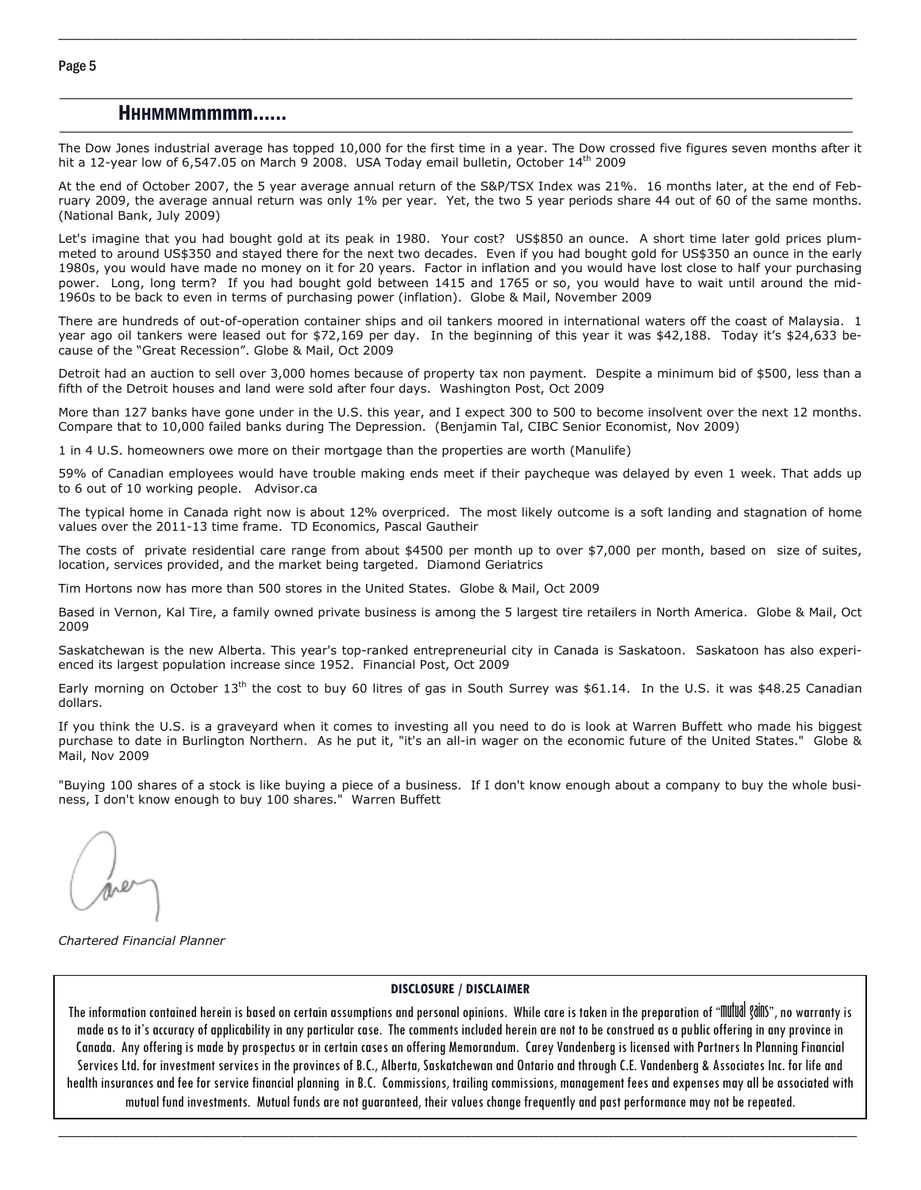## Hhhmmmmmmm......

The Dow Jones industrial average has topped 10,000 for the first time in a year. The Dow crossed five figures seven months after it hit a 12-year low of 6,547.05 on March 9 2008. USA Today email bulletin, October 14th 2009

At the end of October 2007, the 5 year average annual return of the S&P/TSX Index was 21%. 16 months later, at the end of February 2009, the average annual return was only 1% per year. Yet, the two 5 year periods share 44 out of 60 of the same months. (National Bank, July 2009)

Let's imagine that you had bought gold at its peak in 1980. Your cost? US$850 an ounce. A short time later gold prices plummeted to around US$350 and stayed there for the next two decades. Even if you had bought gold for US$350 an ounce in the early 1980s, you would have made no money on it for 20 years. Factor in inflation and you would have lost close to half your purchasing power. Long, long term? If you had bought gold between 1415 and 1765 or so, you would have to wait until around the mid-1960s to be back to even in terms of purchasing power (inflation). Globe & Mail, November 2009

There are hundreds of out-of-operation container ships and oil tankers moored in international waters off the coast of Malaysia. 1 year ago oil tankers were leased out for $72,169 per day. In the beginning of this year it was $42,188. Today it's $24,633 because of the "Great Recession". Globe & Mail, Oct 2009

Detroit had an auction to sell over 3,000 homes because of property tax non payment. Despite a minimum bid of $500, less than a fifth of the Detroit houses and land were sold after four days. Washington Post, Oct 2009

More than 127 banks have gone under in the U.S. this year, and I expect 300 to 500 to become insolvent over the next 12 months. Compare that to 10,000 failed banks during The Depression. (Benjamin Tal, CIBC Senior Economist, Nov 2009)

1 in 4 U.S. homeowners owe more on their mortgage than the properties are worth (Manulife)

59% of Canadian employees would have trouble making ends meet if their paycheque was delayed by even 1 week. That adds up to 6 out of 10 working people. Advisor.ca

The typical home in Canada right now is about 12% overpriced. The most likely outcome is a soft landing and stagnation of home values over the 2011-13 time frame. TD Economics, Pascal Gautheir

The costs of private residential care range from about $4500 per month up to over $7,000 per month, based on size of suites, location, services provided, and the market being targeted. Diamond Geriatrics

Tim Hortons now has more than 500 stores in the United States. Globe & Mail, Oct 2009

Based in Vernon, Kal Tire, a family owned private business is among the 5 largest tire retailers in North America. Globe & Mail, Oct 2009

Saskatchewan is the new Alberta. This year's top-ranked entrepreneurial city in Canada is Saskatoon. Saskatoon has also experienced its largest population increase since 1952. Financial Post, Oct 2009

Early morning on October 13th the cost to buy 60 litres of gas in South Surrey was $61.14. In the U.S. it was $48.25 Canadian dollars.

If you think the U.S. is a graveyard when it comes to investing all you need to do is look at Warren Buffett who made his biggest purchase to date in Burlington Northern. As he put it, "it's an all-in wager on the economic future of the United States." Globe & Mail, Nov 2009

"Buying 100 shares of a stock is like buying a piece of a business. If I don't know enough about a company to buy the whole business, I don't know enough to buy 100 shares." Warren Buffett

Carey

*Chartered Financial Planner*

**DISCLOSURE / DISCLAIMER**

The information contained herein is based on certain assumptions and personal opinions. While care is taken in the preparation of "mutual gains", no warranty is made as to it's accuracy of applicability in any particular case. The comments included herein are not to be construed as a public offering in any province in Canada. Any offering is made by prospectus or in certain cases an offering Memorandum. Carey Vandenberg is licensed with Partners In Planning Financial Services Ltd. for investment services in the provinces of B.C., Alberta, Saskatchewan and Ontario and through C.E. Vandenberg & Associates Inc. for life and health insurances and fee for service financial planning in B.C. Commissions, trailing commissions, management fees and expenses may all be associated with mutual fund investments. Mutual funds are not guaranteed, their values change frequently and past performance may not be repeated.